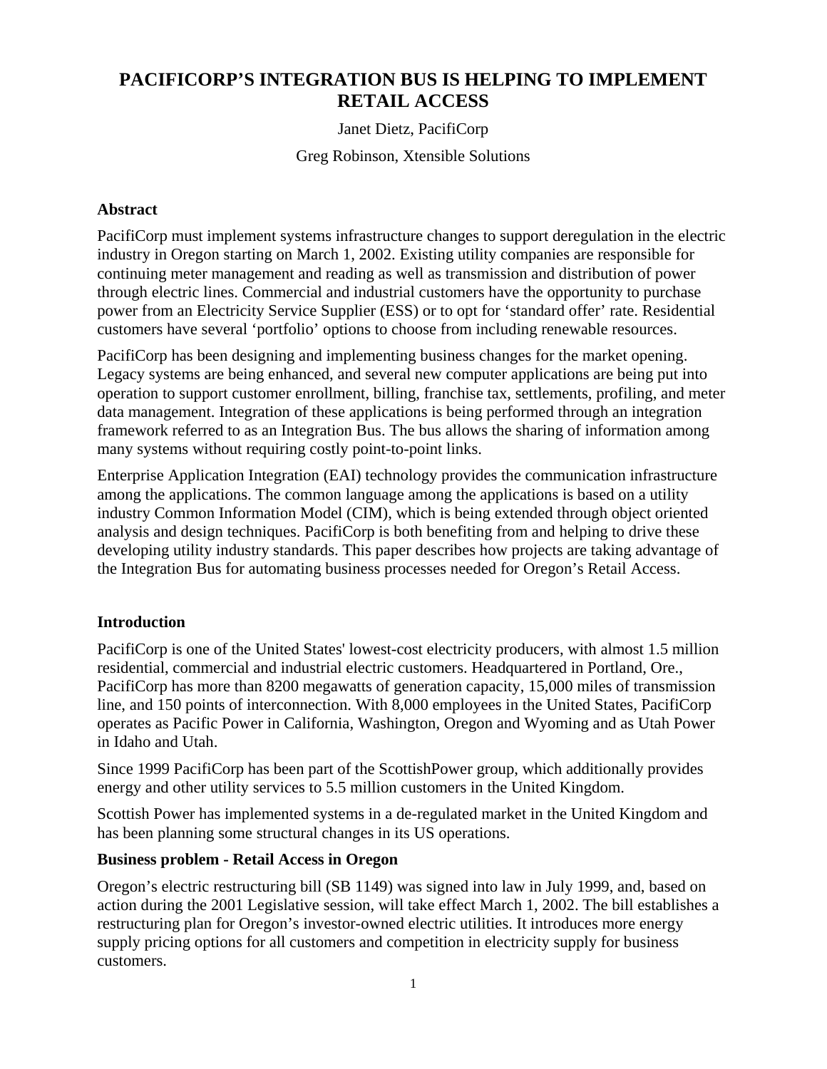# PACIFICORP'S INTEGRATION BUS IS HELPING TO IMPLEMENT RETAIL ACCESS

Janet Dietz, PacifiCorp

Greg Robinson, Xtensible Solutions

## Abstract

PacifiCorp must implement systems infrastructure changes to support deregulation in the electric industry in Oregon starting on March 1, 2002. Existing utility companies are responsible for continuing meter management and reading as well as transmission and distribution of power through electric lines. Commercial and industrial customers have the opportunity to purchase power from an Electricity Service Supplier (ESS) or to opt for 'standard offer' rate. Residential customers have several 'portfolio' options to choose from including renewable resources.

PacifiCorp has been designing and implementing business changes for the market opening. Legacy systems are being enhanced, and several new computer applications are being put into operation to support customer enrollment, billing, franchise tax, settlements, profiling, and meter data management. Integration of these applications is being performed through an integration framework referred to as an Integration Bus. The bus allows the sharing of information among many systems without requiring costly point-to-point links.

Enterprise Application Integration (EAI) technology provides the communication infrastructure among the applications. The common language among the applications is based on a utility industry Common Information Model (CIM), which is being extended through object oriented analysis and design techniques. PacifiCorp is both benefiting from and helping to drive these developing utility industry standards. This paper describes how projects are taking advantage of the Integration Bus for automating business processes needed for Oregon's Retail Access.

## Introduction

PacifiCorp is one of the United States' lowest-cost electricity producers, with almost 1.5 million residential, commercial and industrial electric customers. Headquartered in Portland, Ore., PacifiCorp has more than 8200 megawatts of generation capacity, 15,000 miles of transmission line, and 150 points of interconnection. With 8,000 employees in the United States, PacifiCorp operates as Pacific Power in California, Washington, Oregon and Wyoming and as Utah Power in Idaho and Utah.

Since 1999 PacifiCorp has been part of the ScottishPower group, which additionally provides energy and other utility services to 5.5 million customers in the United Kingdom.

Scottish Power has implemented systems in a de-regulated market in the United Kingdom and has been planning some structural changes in its US operations.

### Business problem - Retail Access in Oregon

Oregon's electric restructuring bill (SB 1149) was signed into law in July 1999, and, based on action during the 2001 Legislative session, will take effect March 1, 2002. The bill establishes a restructuring plan for Oregon's investor-owned electric utilities. It introduces more energy supply pricing options for all customers and competition in electricity supply for business customers.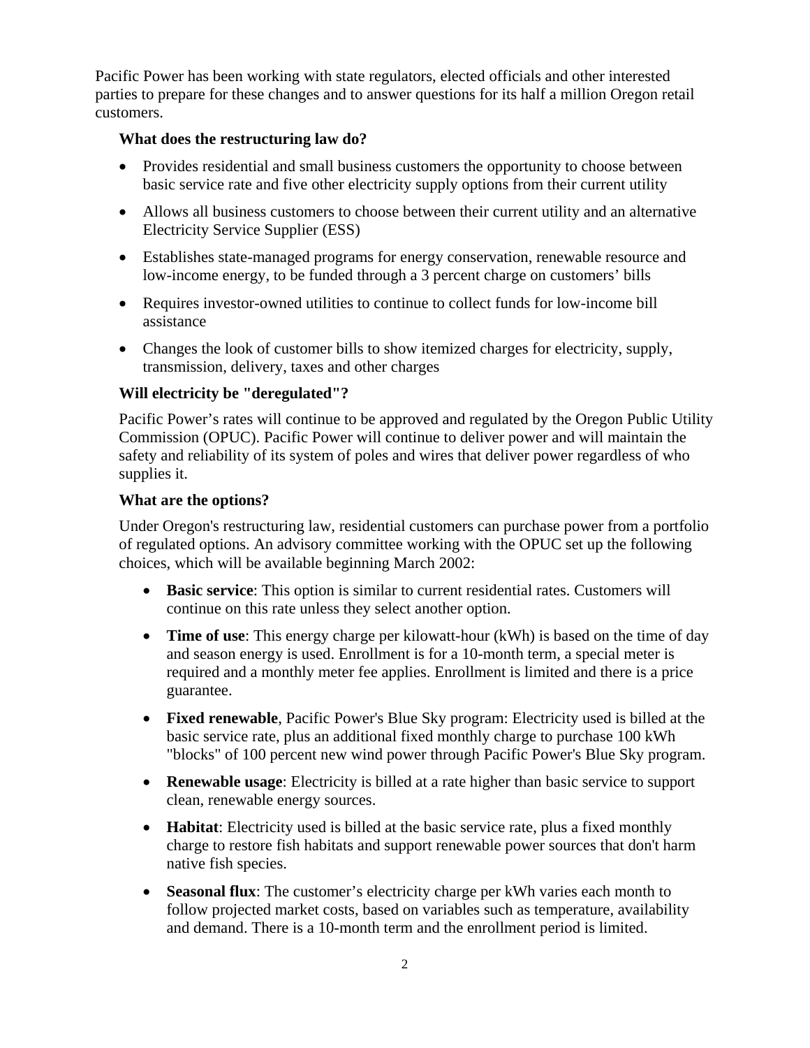Pacific Power has been working with state regulators, elected officials and other interested parties to prepare for these changes and to answer questions for its half a million Oregon retail customers.

### What does the restructuring law do?

- Provides residential and small business customers the opportunity to choose between basic service rate and five other electricity supply options from their current utility
- Allows all business customers to choose between their current utility and an alternative Electricity Service Supplier (ESS)
- Establishes state-managed programs for energy conservation, renewable resource and low-income energy, to be funded through a 3 percent charge on customers' bills
- Requires investor-owned utilities to continue to collect funds for low-income bill assistance
- Changes the look of customer bills to show itemized charges for electricity, supply, transmission, delivery, taxes and other charges

### Will electricity be "deregulated"?

Pacific Power's rates will continue to be approved and regulated by the Oregon Public Utility Commission (OPUC). Pacific Power will continue to deliver power and will maintain the safety and reliability of its system of poles and wires that deliver power regardless of who supplies it.

### What are the options?

Under Oregon's restructuring law, residential customers can purchase power from a portfolio of regulated options. An advisory committee working with the OPUC set up the following choices, which will be available beginning March 2002:

- **Basic service**: This option is similar to current residential rates. Customers will continue on this rate unless they select another option.
- **Time of use**: This energy charge per kilowatt-hour (kWh) is based on the time of day and season energy is used. Enrollment is for a 10-month term, a special meter is required and a monthly meter fee applies. Enrollment is limited and there is a price guarantee.
- **Fixed renewable**, Pacific Power's Blue Sky program: Electricity used is billed at the basic service rate, plus an additional fixed monthly charge to purchase 100 kWh "blocks" of 100 percent new wind power through Pacific Power's Blue Sky program.
- **Renewable usage**: Electricity is billed at a rate higher than basic service to support clean, renewable energy sources.
- **Habitat**: Electricity used is billed at the basic service rate, plus a fixed monthly charge to restore fish habitats and support renewable power sources that don't harm native fish species.
- **Seasonal flux**: The customer's electricity charge per kWh varies each month to follow projected market costs, based on variables such as temperature, availability and demand. There is a 10-month term and the enrollment period is limited.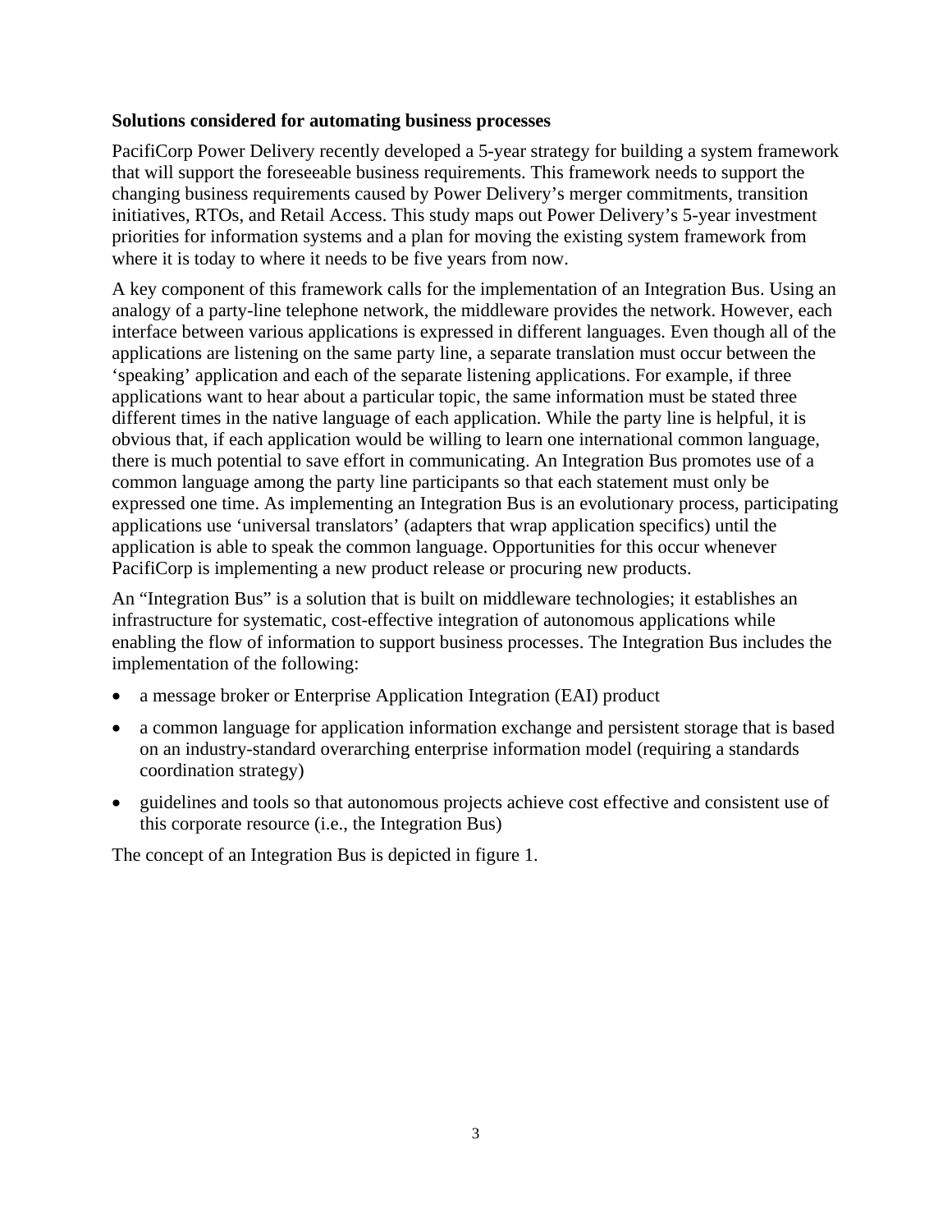**Solutions considered for automating business processes**

PacifiCorp Power Delivery recently developed a 5-year strategy for building a system framework that will support the foreseeable business requirements. This framework needs to support the changing business requirements caused by Power Delivery's merger commitments, transition initiatives, RTOs, and Retail Access. This study maps out Power Delivery's 5-year investment priorities for information systems and a plan for moving the existing system framework from where it is today to where it needs to be five years from now.

A key component of this framework calls for the implementation of an Integration Bus. Using an analogy of a party-line telephone network, the middleware provides the network. However, each interface between various applications is expressed in different languages. Even though all of the applications are listening on the same party line, a separate translation must occur between the 'speaking' application and each of the separate listening applications. For example, if three applications want to hear about a particular topic, the same information must be stated three different times in the native language of each application. While the party line is helpful, it is obvious that, if each application would be willing to learn one international common language, there is much potential to save effort in communicating. An Integration Bus promotes use of a common language among the party line participants so that each statement must only be expressed one time. As implementing an Integration Bus is an evolutionary process, participating applications use 'universal translators' (adapters that wrap application specifics) until the application is able to speak the common language. Opportunities for this occur whenever PacifiCorp is implementing a new product release or procuring new products.

An "Integration Bus" is a solution that is built on middleware technologies; it establishes an infrastructure for systematic, cost-effective integration of autonomous applications while enabling the flow of information to support business processes. The Integration Bus includes the implementation of the following:

- a message broker or Enterprise Application Integration (EAI) product
- a common language for application information exchange and persistent storage that is based on an industry-standard overarching enterprise information model (requiring a standards coordination strategy)
- guidelines and tools so that autonomous projects achieve cost effective and consistent use of this corporate resource (i.e., the Integration Bus)

The concept of an Integration Bus is depicted in figure 1.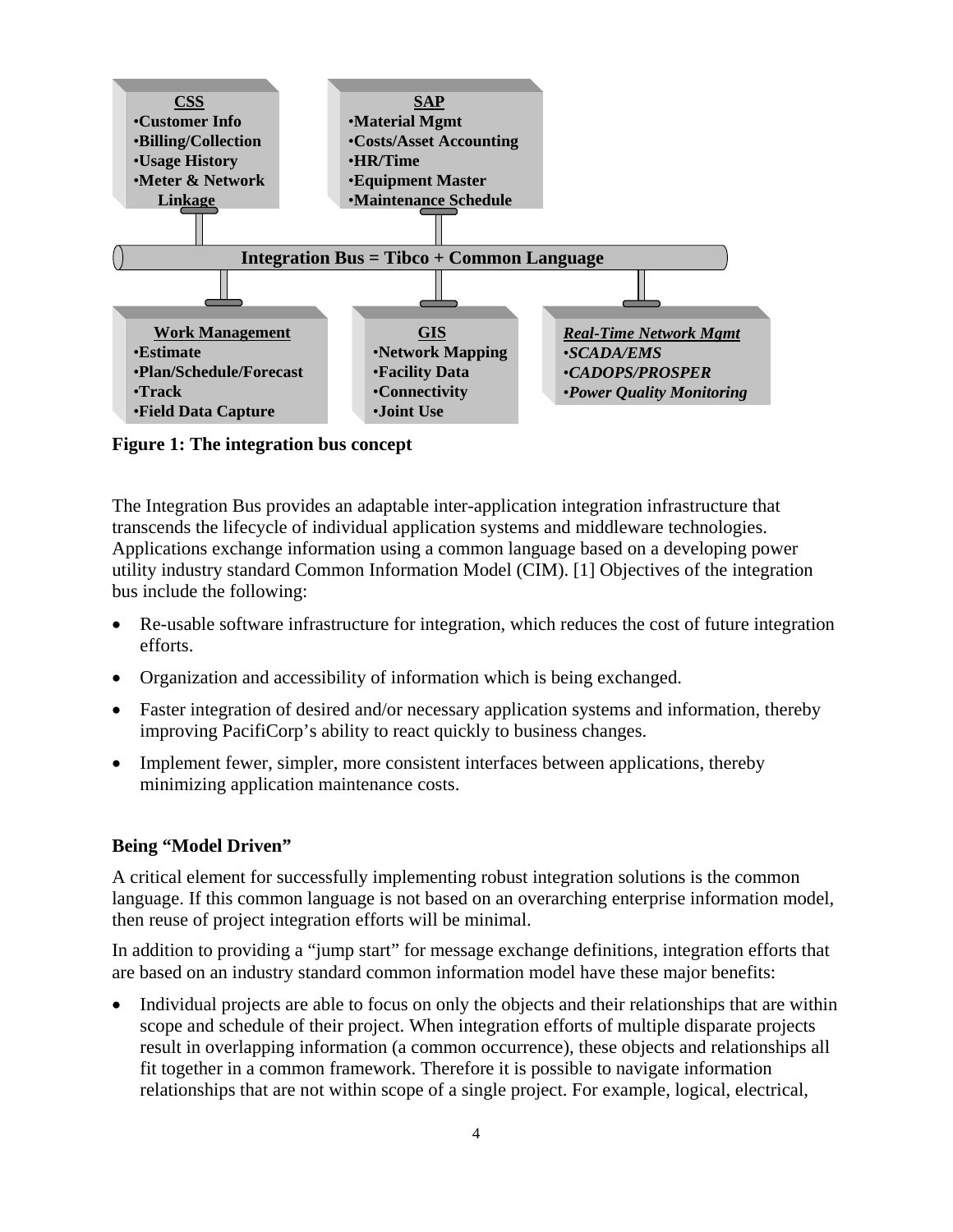**CSS**
- Customer Info
- Billing/Collection
- Usage History
- Meter & Network Linkage

**SAP**
- Material Mgmt
- Costs/Asset Accounting
- HR/Time
- Equipment Master
- Maintenance Schedule

**Integration Bus = Tibco + Common Language**

**Work Management**
- Estimate
- Plan/Schedule/Forecast
- Track
- Field Data Capture

**GIS**
- Network Mapping
- Facility Data
- Connectivity
- Joint Use

***Real-Time Network Mgmt***
- *SCADA/EMS*
- *CADOPS/PROSPER*
- *Power Quality Monitoring*

**Figure 1: The integration bus concept**

The Integration Bus provides an adaptable inter-application integration infrastructure that transcends the lifecycle of individual application systems and middleware technologies. Applications exchange information using a common language based on a developing power utility industry standard Common Information Model (CIM). [1] Objectives of the integration bus include the following:

- Re-usable software infrastructure for integration, which reduces the cost of future integration efforts.
- Organization and accessibility of information which is being exchanged.
- Faster integration of desired and/or necessary application systems and information, thereby improving PacifiCorp's ability to react quickly to business changes.
- Implement fewer, simpler, more consistent interfaces between applications, thereby minimizing application maintenance costs.

### Being "Model Driven"

A critical element for successfully implementing robust integration solutions is the common language. If this common language is not based on an overarching enterprise information model, then reuse of project integration efforts will be minimal.

In addition to providing a "jump start" for message exchange definitions, integration efforts that are based on an industry standard common information model have these major benefits:

- Individual projects are able to focus on only the objects and their relationships that are within scope and schedule of their project. When integration efforts of multiple disparate projects result in overlapping information (a common occurrence), these objects and relationships all fit together in a common framework. Therefore it is possible to navigate information relationships that are not within scope of a single project. For example, logical, electrical,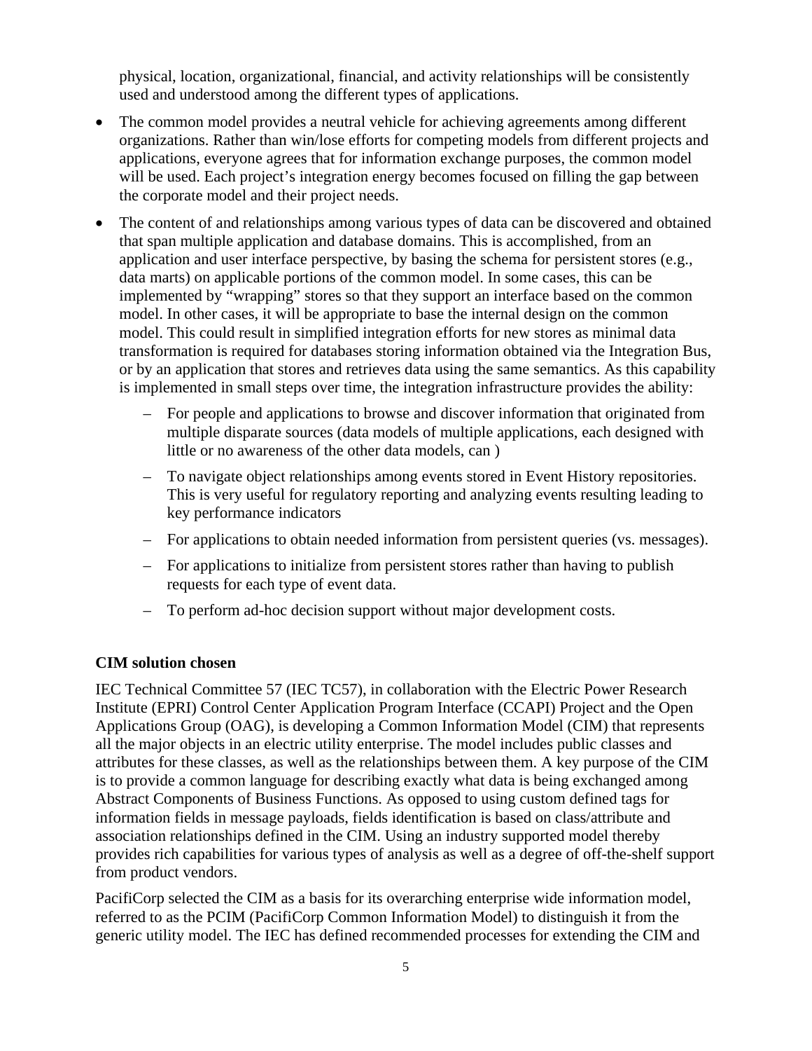physical, location, organizational, financial, and activity relationships will be consistently used and understood among the different types of applications.

- The common model provides a neutral vehicle for achieving agreements among different organizations. Rather than win/lose efforts for competing models from different projects and applications, everyone agrees that for information exchange purposes, the common model will be used. Each project's integration energy becomes focused on filling the gap between the corporate model and their project needs.
- The content of and relationships among various types of data can be discovered and obtained that span multiple application and database domains. This is accomplished, from an application and user interface perspective, by basing the schema for persistent stores (e.g., data marts) on applicable portions of the common model. In some cases, this can be implemented by "wrapping" stores so that they support an interface based on the common model. In other cases, it will be appropriate to base the internal design on the common model. This could result in simplified integration efforts for new stores as minimal data transformation is required for databases storing information obtained via the Integration Bus, or by an application that stores and retrieves data using the same semantics. As this capability is implemented in small steps over time, the integration infrastructure provides the ability:
  - For people and applications to browse and discover information that originated from multiple disparate sources (data models of multiple applications, each designed with little or no awareness of the other data models, can )
  - To navigate object relationships among events stored in Event History repositories. This is very useful for regulatory reporting and analyzing events resulting leading to key performance indicators
  - For applications to obtain needed information from persistent queries (vs. messages).
  - For applications to initialize from persistent stores rather than having to publish requests for each type of event data.
  - To perform ad-hoc decision support without major development costs.

**CIM solution chosen**

IEC Technical Committee 57 (IEC TC57), in collaboration with the Electric Power Research Institute (EPRI) Control Center Application Program Interface (CCAPI) Project and the Open Applications Group (OAG), is developing a Common Information Model (CIM) that represents all the major objects in an electric utility enterprise. The model includes public classes and attributes for these classes, as well as the relationships between them. A key purpose of the CIM is to provide a common language for describing exactly what data is being exchanged among Abstract Components of Business Functions. As opposed to using custom defined tags for information fields in message payloads, fields identification is based on class/attribute and association relationships defined in the CIM. Using an industry supported model thereby provides rich capabilities for various types of analysis as well as a degree of off-the-shelf support from product vendors.

PacifiCorp selected the CIM as a basis for its overarching enterprise wide information model, referred to as the PCIM (PacifiCorp Common Information Model) to distinguish it from the generic utility model. The IEC has defined recommended processes for extending the CIM and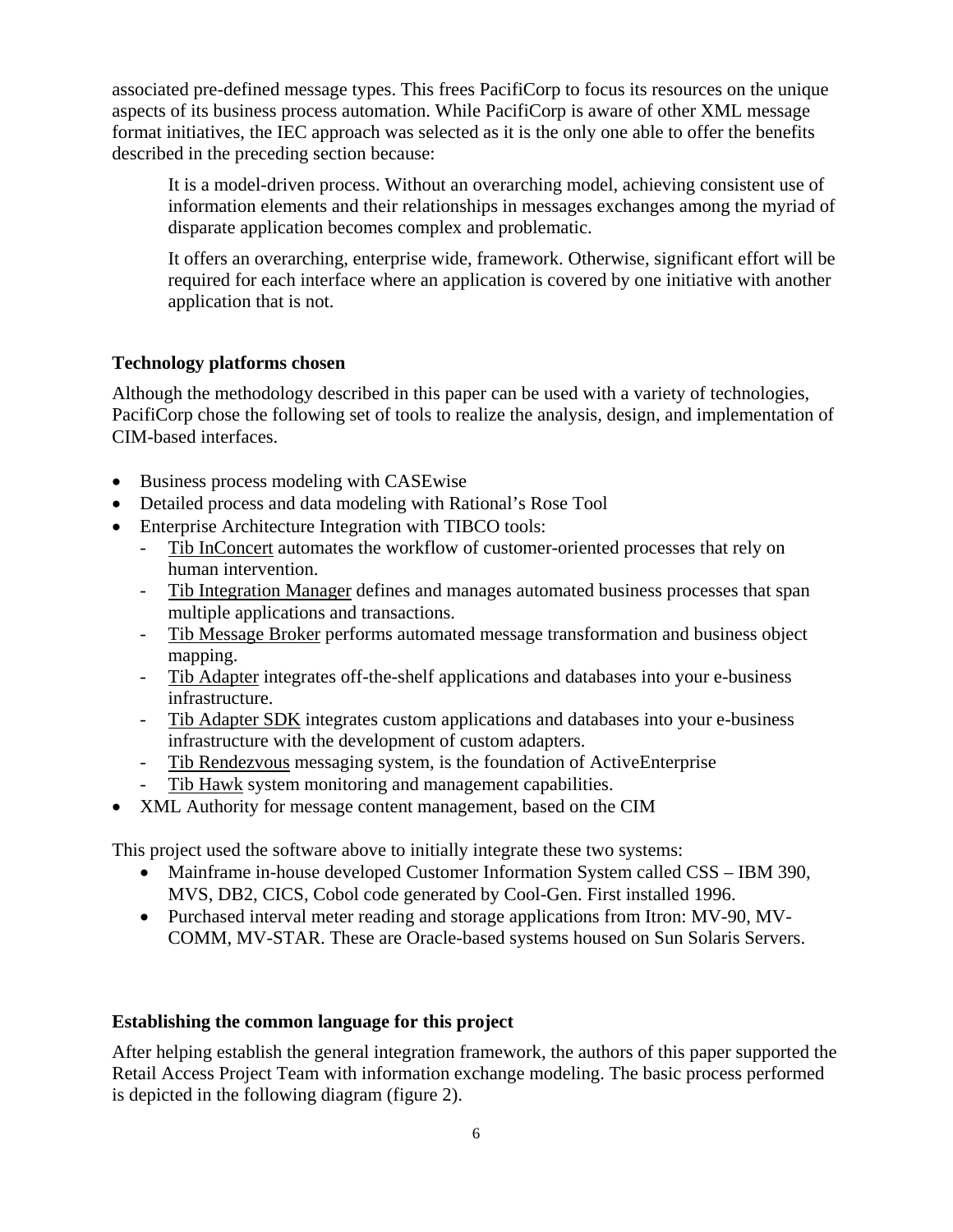associated pre-defined message types. This frees PacifiCorp to focus its resources on the unique aspects of its business process automation. While PacifiCorp is aware of other XML message format initiatives, the IEC approach was selected as it is the only one able to offer the benefits described in the preceding section because:

> It is a model-driven process. Without an overarching model, achieving consistent use of information elements and their relationships in messages exchanges among the myriad of disparate application becomes complex and problematic.
>
> It offers an overarching, enterprise wide, framework. Otherwise, significant effort will be required for each interface where an application is covered by one initiative with another application that is not.

### Technology platforms chosen

Although the methodology described in this paper can be used with a variety of technologies, PacifiCorp chose the following set of tools to realize the analysis, design, and implementation of CIM-based interfaces.

- Business process modeling with CASEwise
- Detailed process and data modeling with Rational's Rose Tool
- Enterprise Architecture Integration with TIBCO tools:
  - Tib InConcert automates the workflow of customer-oriented processes that rely on human intervention.
  - Tib Integration Manager defines and manages automated business processes that span multiple applications and transactions.
  - Tib Message Broker performs automated message transformation and business object mapping.
  - Tib Adapter integrates off-the-shelf applications and databases into your e-business infrastructure.
  - Tib Adapter SDK integrates custom applications and databases into your e-business infrastructure with the development of custom adapters.
  - Tib Rendezvous messaging system, is the foundation of ActiveEnterprise
  - Tib Hawk system monitoring and management capabilities.
- XML Authority for message content management, based on the CIM

This project used the software above to initially integrate these two systems:

- Mainframe in-house developed Customer Information System called CSS – IBM 390, MVS, DB2, CICS, Cobol code generated by Cool-Gen. First installed 1996.
- Purchased interval meter reading and storage applications from Itron: MV-90, MV-COMM, MV-STAR. These are Oracle-based systems housed on Sun Solaris Servers.

### Establishing the common language for this project

After helping establish the general integration framework, the authors of this paper supported the Retail Access Project Team with information exchange modeling. The basic process performed is depicted in the following diagram (figure 2).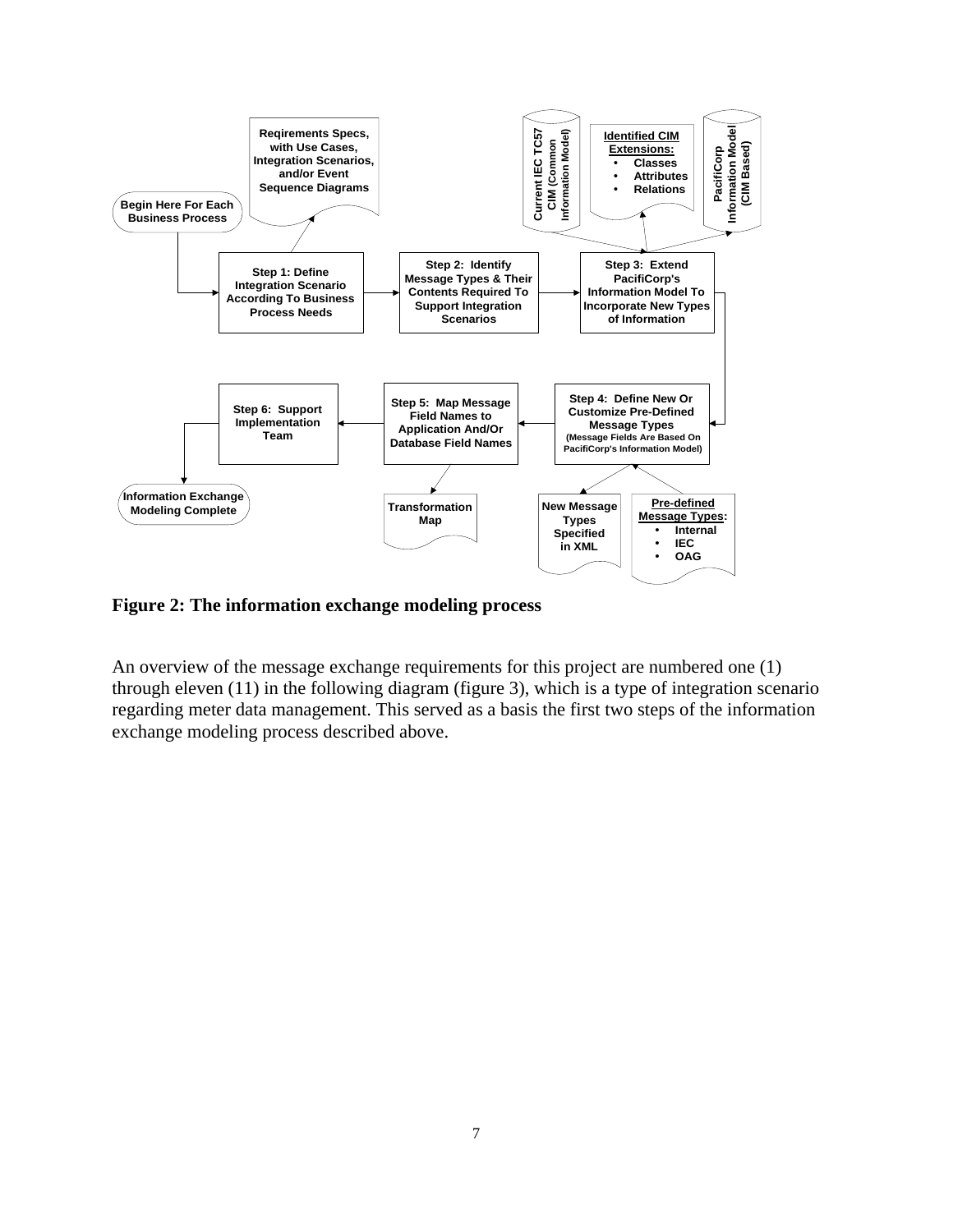Reqirements Specs, with Use Cases, Integration Scenarios, and/or Event Sequence Diagrams

Begin Here For Each Business Process

Current IEC TC57 CIM (Common Information Model)

Identified CIM Extensions:

- Classes
- Attributes
- Relations

PacifiCorp Information Model (CIM Based)

Step 1: Define Integration Scenario According To Business Process Needs

Step 2: Identify Message Types & Their Contents Required To Support Integration Scenarios

Step 3: Extend PacifiCorp's Information Model To Incorporate New Types of Information

Step 6: Support Implementation Team

Step 5: Map Message Field Names to Application And/Or Database Field Names

Step 4: Define New Or Customize Pre-Defined Message Types (Message Fields Are Based On PacifiCorp's Information Model)

Information Exchange Modeling Complete

Transformation Map

New Message Types Specified in XML

Pre-defined Message Types:

- Internal
- IEC
- OAG

**Figure 2: The information exchange modeling process**

An overview of the message exchange requirements for this project are numbered one (1) through eleven (11) in the following diagram (figure 3), which is a type of integration scenario regarding meter data management. This served as a basis the first two steps of the information exchange modeling process described above.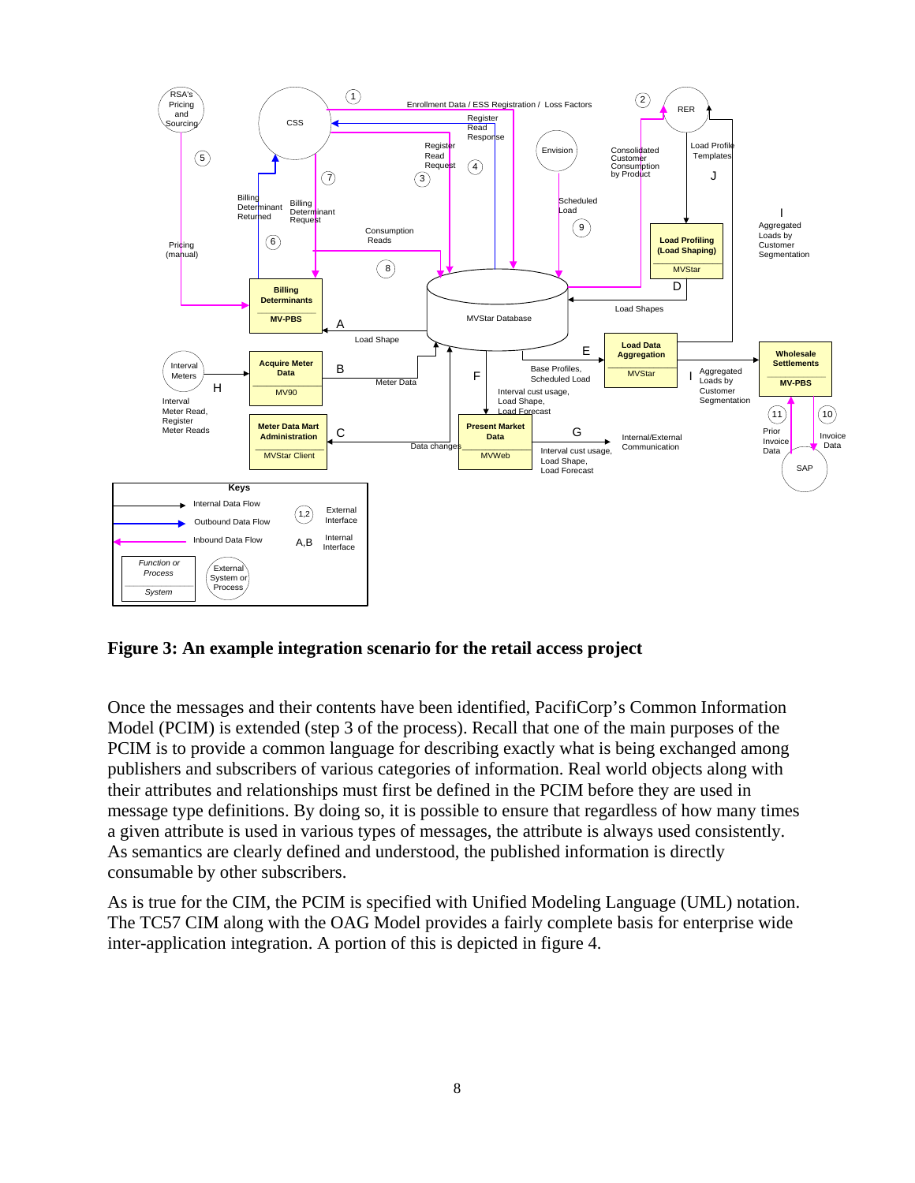**Figure 3: An example integration scenario for the retail access project**

Once the messages and their contents have been identified, PacifiCorp's Common Information Model (PCIM) is extended (step 3 of the process). Recall that one of the main purposes of the PCIM is to provide a common language for describing exactly what is being exchanged among publishers and subscribers of various categories of information. Real world objects along with their attributes and relationships must first be defined in the PCIM before they are used in message type definitions. By doing so, it is possible to ensure that regardless of how many times a given attribute is used in various types of messages, the attribute is always used consistently. As semantics are clearly defined and understood, the published information is directly consumable by other subscribers.

As is true for the CIM, the PCIM is specified with Unified Modeling Language (UML) notation. The TC57 CIM along with the OAG Model provides a fairly complete basis for enterprise wide inter-application integration. A portion of this is depicted in figure 4.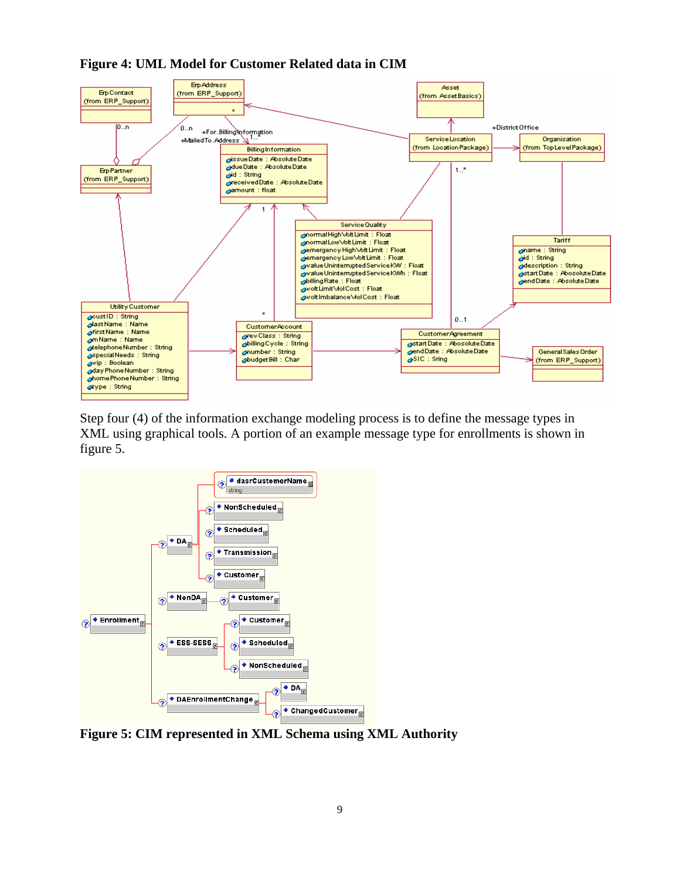**Figure 4: UML Model for Customer Related data in CIM**

Step four (4) of the information exchange modeling process is to define the message types in XML using graphical tools. A portion of an example message type for enrollments is shown in figure 5.

**Figure 5: CIM represented in XML Schema using XML Authority**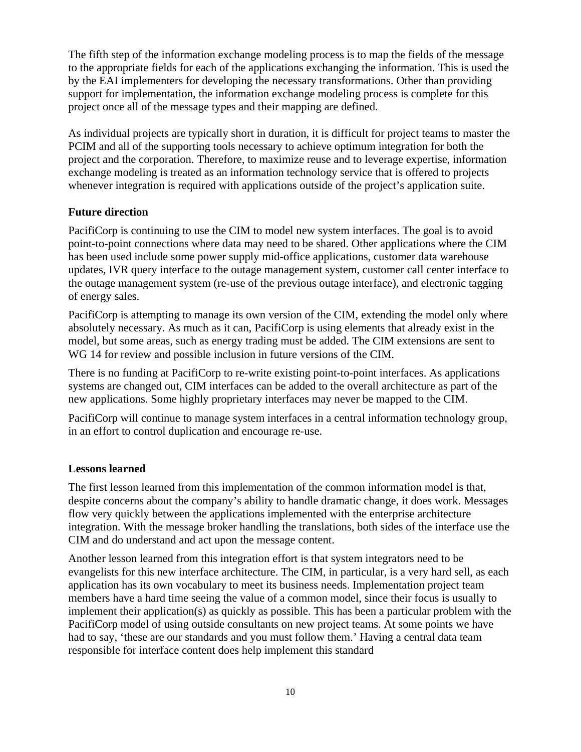The fifth step of the information exchange modeling process is to map the fields of the message to the appropriate fields for each of the applications exchanging the information. This is used the by the EAI implementers for developing the necessary transformations. Other than providing support for implementation, the information exchange modeling process is complete for this project once all of the message types and their mapping are defined.

As individual projects are typically short in duration, it is difficult for project teams to master the PCIM and all of the supporting tools necessary to achieve optimum integration for both the project and the corporation. Therefore, to maximize reuse and to leverage expertise, information exchange modeling is treated as an information technology service that is offered to projects whenever integration is required with applications outside of the project's application suite.

**Future direction**

PacifiCorp is continuing to use the CIM to model new system interfaces. The goal is to avoid point-to-point connections where data may need to be shared. Other applications where the CIM has been used include some power supply mid-office applications, customer data warehouse updates, IVR query interface to the outage management system, customer call center interface to the outage management system (re-use of the previous outage interface), and electronic tagging of energy sales.

PacifiCorp is attempting to manage its own version of the CIM, extending the model only where absolutely necessary. As much as it can, PacifiCorp is using elements that already exist in the model, but some areas, such as energy trading must be added. The CIM extensions are sent to WG 14 for review and possible inclusion in future versions of the CIM.

There is no funding at PacifiCorp to re-write existing point-to-point interfaces. As applications systems are changed out, CIM interfaces can be added to the overall architecture as part of the new applications. Some highly proprietary interfaces may never be mapped to the CIM.

PacifiCorp will continue to manage system interfaces in a central information technology group, in an effort to control duplication and encourage re-use.

**Lessons learned**

The first lesson learned from this implementation of the common information model is that, despite concerns about the company's ability to handle dramatic change, it does work. Messages flow very quickly between the applications implemented with the enterprise architecture integration. With the message broker handling the translations, both sides of the interface use the CIM and do understand and act upon the message content.

Another lesson learned from this integration effort is that system integrators need to be evangelists for this new interface architecture. The CIM, in particular, is a very hard sell, as each application has its own vocabulary to meet its business needs. Implementation project team members have a hard time seeing the value of a common model, since their focus is usually to implement their application(s) as quickly as possible. This has been a particular problem with the PacifiCorp model of using outside consultants on new project teams. At some points we have had to say, 'these are our standards and you must follow them.' Having a central data team responsible for interface content does help implement this standard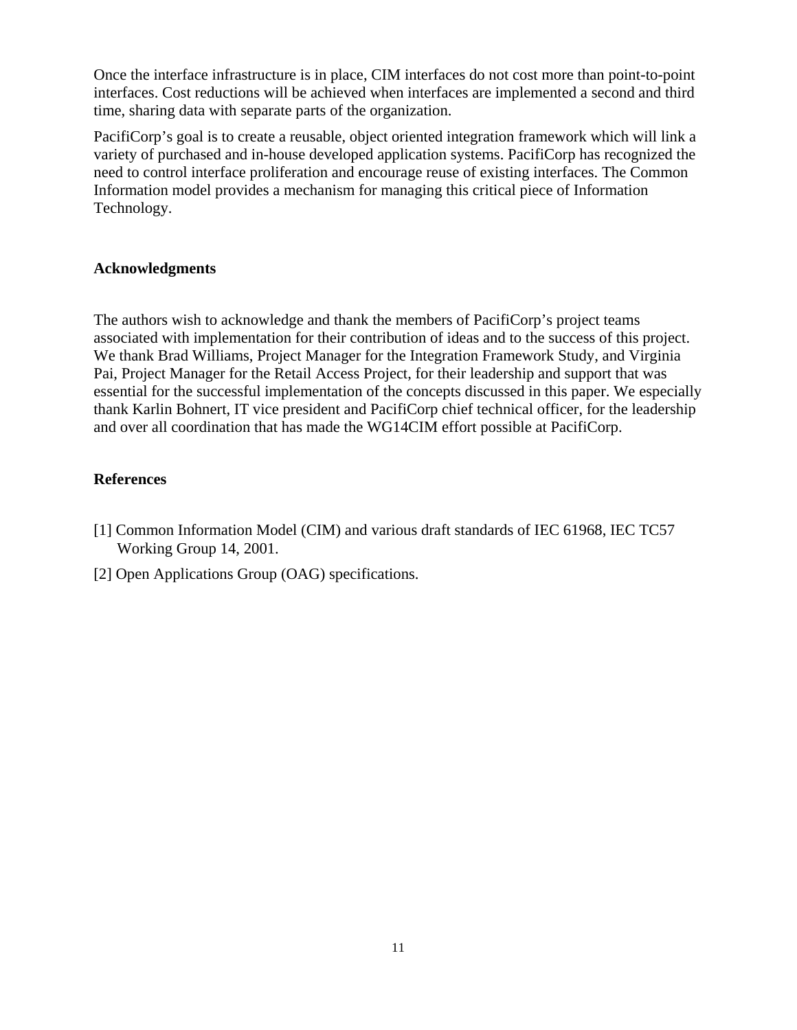Once the interface infrastructure is in place, CIM interfaces do not cost more than point-to-point interfaces. Cost reductions will be achieved when interfaces are implemented a second and third time, sharing data with separate parts of the organization.

PacifiCorp's goal is to create a reusable, object oriented integration framework which will link a variety of purchased and in-house developed application systems. PacifiCorp has recognized the need to control interface proliferation and encourage reuse of existing interfaces. The Common Information model provides a mechanism for managing this critical piece of Information Technology.

## Acknowledgments

The authors wish to acknowledge and thank the members of PacifiCorp's project teams associated with implementation for their contribution of ideas and to the success of this project. We thank Brad Williams, Project Manager for the Integration Framework Study, and Virginia Pai, Project Manager for the Retail Access Project, for their leadership and support that was essential for the successful implementation of the concepts discussed in this paper. We especially thank Karlin Bohnert, IT vice president and PacifiCorp chief technical officer, for the leadership and over all coordination that has made the WG14CIM effort possible at PacifiCorp.

## References

[1] Common Information Model (CIM) and various draft standards of IEC 61968, IEC TC57 Working Group 14, 2001.

[2] Open Applications Group (OAG) specifications.